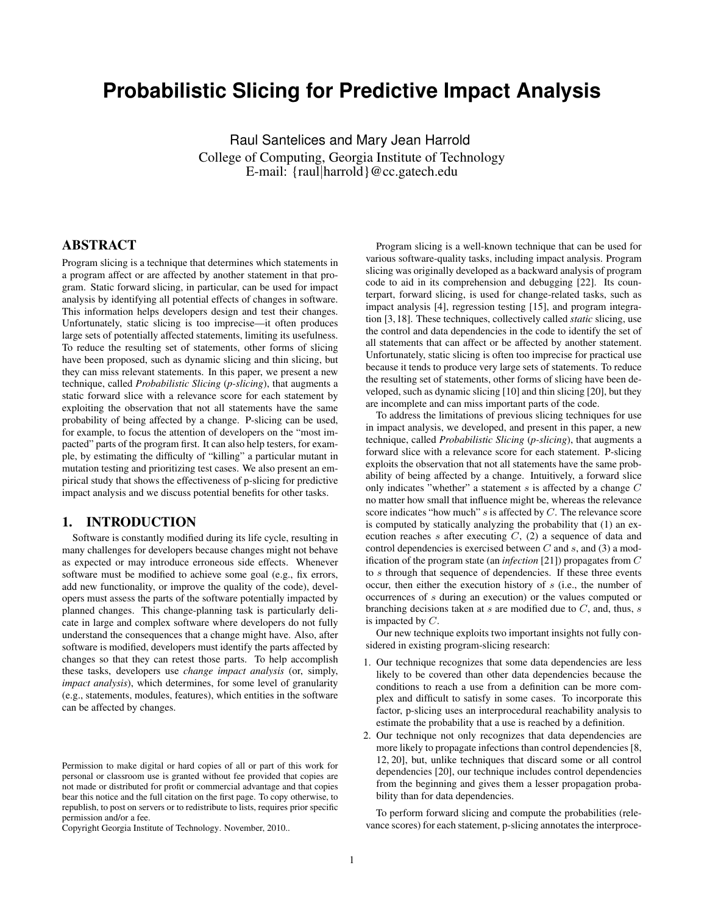# Probabilistic Slicing for Predictive Impact Analysis

Raul Santelices and Mary Jean Harrold
College of Computing, Georgia Institute of Technology
E-mail: {raul|harrold}@cc.gatech.edu

## ABSTRACT

Program slicing is a technique that determines which statements in a program affect or are affected by another statement in that program. Static forward slicing, in particular, can be used for impact analysis by identifying all potential effects of changes in software. This information helps developers design and test their changes. Unfortunately, static slicing is too imprecise—it often produces large sets of potentially affected statements, limiting its usefulness. To reduce the resulting set of statements, other forms of slicing have been proposed, such as dynamic slicing and thin slicing, but they can miss relevant statements. In this paper, we present a new technique, called *Probabilistic Slicing* (*p-slicing*), that augments a static forward slice with a relevance score for each statement by exploiting the observation that not all statements have the same probability of being affected by a change. P-slicing can be used, for example, to focus the attention of developers on the "most impacted" parts of the program first. It can also help testers, for example, by estimating the difficulty of "killing" a particular mutant in mutation testing and prioritizing test cases. We also present an empirical study that shows the effectiveness of p-slicing for predictive impact analysis and we discuss potential benefits for other tasks.

## 1. INTRODUCTION

Software is constantly modified during its life cycle, resulting in many challenges for developers because changes might not behave as expected or may introduce erroneous side effects. Whenever software must be modified to achieve some goal (e.g., fix errors, add new functionality, or improve the quality of the code), developers must assess the parts of the software potentially impacted by planned changes. This change-planning task is particularly delicate in large and complex software where developers do not fully understand the consequences that a change might have. Also, after software is modified, developers must identify the parts affected by changes so that they can retest those parts. To help accomplish these tasks, developers use *change impact analysis* (or, simply, *impact analysis*), which determines, for some level of granularity (e.g., statements, modules, features), which entities in the software can be affected by changes.

Permission to make digital or hard copies of all or part of this work for personal or classroom use is granted without fee provided that copies are not made or distributed for profit or commercial advantage and that copies bear this notice and the full citation on the first page. To copy otherwise, to republish, to post on servers or to redistribute to lists, requires prior specific permission and/or a fee.
Copyright Georgia Institute of Technology. November, 2010..

Program slicing is a well-known technique that can be used for various software-quality tasks, including impact analysis. Program slicing was originally developed as a backward analysis of program code to aid in its comprehension and debugging [22]. Its counterpart, forward slicing, is used for change-related tasks, such as impact analysis [4], regression testing [15], and program integration [3, 18]. These techniques, collectively called *static* slicing, use the control and data dependencies in the code to identify the set of all statements that can affect or be affected by another statement. Unfortunately, static slicing is often too imprecise for practical use because it tends to produce very large sets of statements. To reduce the resulting set of statements, other forms of slicing have been developed, such as dynamic slicing [10] and thin slicing [20], but they are incomplete and can miss important parts of the code.

To address the limitations of previous slicing techniques for use in impact analysis, we developed, and present in this paper, a new technique, called *Probabilistic Slicing* (*p-slicing*), that augments a forward slice with a relevance score for each statement. P-slicing exploits the observation that not all statements have the same probability of being affected by a change. Intuitively, a forward slice only indicates "whether" a statement $s$ is affected by a change $C$ no matter how small that influence might be, whereas the relevance score indicates "how much" $s$ is affected by $C$. The relevance score is computed by statically analyzing the probability that (1) an execution reaches $s$ after executing $C$, (2) a sequence of data and control dependencies is exercised between $C$ and $s$, and (3) a modification of the program state (an *infection* [21]) propagates from $C$ to $s$ through that sequence of dependencies. If these three events occur, then either the execution history of $s$ (i.e., the number of occurrences of $s$ during an execution) or the values computed or branching decisions taken at $s$ are modified due to $C$, and, thus, $s$ is impacted by $C$.

Our new technique exploits two important insights not fully considered in existing program-slicing research:

1. Our technique recognizes that some data dependencies are less likely to be covered than other data dependencies because the conditions to reach a use from a definition can be more complex and difficult to satisfy in some cases. To incorporate this factor, p-slicing uses an interprocedural reachability analysis to estimate the probability that a use is reached by a definition.
2. Our technique not only recognizes that data dependencies are more likely to propagate infections than control dependencies [8, 12, 20], but, unlike techniques that discard some or all control dependencies [20], our technique includes control dependencies from the beginning and gives them a lesser propagation probability than for data dependencies.

To perform forward slicing and compute the probabilities (relevance scores) for each statement, p-slicing annotates the interproce-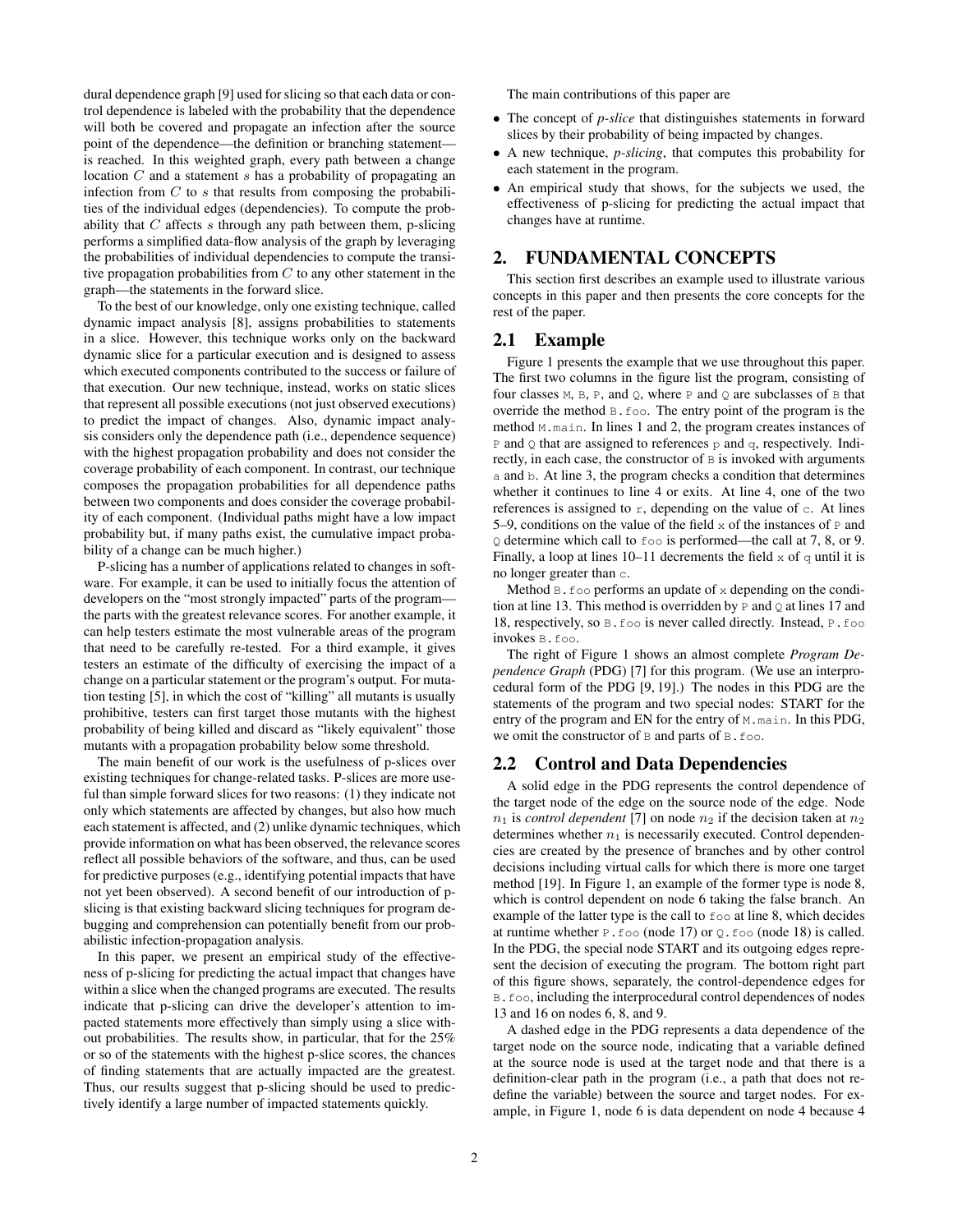dural dependence graph [9] used for slicing so that each data or control dependence is labeled with the probability that the dependence will both be covered and propagate an infection after the source point of the dependence—the definition or branching statement—is reached. In this weighted graph, every path between a change location $C$ and a statement $s$ has a probability of propagating an infection from $C$ to $s$ that results from composing the probabilities of the individual edges (dependencies). To compute the probability that $C$ affects $s$ through any path between them, p-slicing performs a simplified data-flow analysis of the graph by leveraging the probabilities of individual dependencies to compute the transitive propagation probabilities from $C$ to any other statement in the graph—the statements in the forward slice.

To the best of our knowledge, only one existing technique, called dynamic impact analysis [8], assigns probabilities to statements in a slice. However, this technique works only on the backward dynamic slice for a particular execution and is designed to assess which executed components contributed to the success or failure of that execution. Our new technique, instead, works on static slices that represent all possible executions (not just observed executions) to predict the impact of changes. Also, dynamic impact analysis considers only the dependence path (i.e., dependence sequence) with the highest propagation probability and does not consider the coverage probability of each component. In contrast, our technique composes the propagation probabilities for all dependence paths between two components and does consider the coverage probability of each component. (Individual paths might have a low impact probability but, if many paths exist, the cumulative impact probability of a change can be much higher.)

P-slicing has a number of applications related to changes in software. For example, it can be used to initially focus the attention of developers on the "most strongly impacted" parts of the program—the parts with the greatest relevance scores. For another example, it can help testers estimate the most vulnerable areas of the program that need to be carefully re-tested. For a third example, it gives testers an estimate of the difficulty of exercising the impact of a change on a particular statement or the program's output. For mutation testing [5], in which the cost of "killing" all mutants is usually prohibitive, testers can first target those mutants with the highest probability of being killed and discard as "likely equivalent" those mutants with a propagation probability below some threshold.

The main benefit of our work is the usefulness of p-slices over existing techniques for change-related tasks. P-slices are more useful than simple forward slices for two reasons: (1) they indicate not only which statements are affected by changes, but also how much each statement is affected, and (2) unlike dynamic techniques, which provide information on what has been observed, the relevance scores reflect all possible behaviors of the software, and thus, can be used for predictive purposes (e.g., identifying potential impacts that have not yet been observed). A second benefit of our introduction of p-slicing is that existing backward slicing techniques for program debugging and comprehension can potentially benefit from our probabilistic infection-propagation analysis.

In this paper, we present an empirical study of the effectiveness of p-slicing for predicting the actual impact that changes have within a slice when the changed programs are executed. The results indicate that p-slicing can drive the developer's attention to impacted statements more effectively than simply using a slice without probabilities. The results show, in particular, that for the 25% or so of the statements with the highest p-slice scores, the chances of finding statements that are actually impacted are the greatest. Thus, our results suggest that p-slicing should be used to predictively identify a large number of impacted statements quickly.

The main contributions of this paper are

- The concept of *p-slice* that distinguishes statements in forward slices by their probability of being impacted by changes.
- A new technique, *p-slicing*, that computes this probability for each statement in the program.
- An empirical study that shows, for the subjects we used, the effectiveness of p-slicing for predicting the actual impact that changes have at runtime.

## 2. FUNDAMENTAL CONCEPTS

This section first describes an example used to illustrate various concepts in this paper and then presents the core concepts for the rest of the paper.

### 2.1 Example

Figure 1 presents the example that we use throughout this paper. The first two columns in the figure list the program, consisting of four classes `M`, `B`, `P`, and `Q`, where `P` and `Q` are subclasses of `B` that override the method `B.foo`. The entry point of the program is the method `M.main`. In lines 1 and 2, the program creates instances of `P` and `Q` that are assigned to references `p` and `q`, respectively. Indirectly, in each case, the constructor of `B` is invoked with arguments `a` and `b`. At line 3, the program checks a condition that determines whether it continues to line 4 or exits. At line 4, one of the two references is assigned to `r`, depending on the value of `c`. At lines 5–9, conditions on the value of the field `x` of the instances of `P` and `Q` determine which call to `foo` is performed—the call at 7, 8, or 9. Finally, a loop at lines 10–11 decrements the field `x` of `q` until it is no longer greater than `c`.

Method `B.foo` performs an update of `x` depending on the condition at line 13. This method is overridden by `P` and `Q` at lines 17 and 18, respectively, so `B.foo` is never called directly. Instead, `P.foo` invokes `B.foo`.

The right of Figure 1 shows an almost complete *Program Dependence Graph* (PDG) [7] for this program. (We use an interprocedural form of the PDG [9, 19].) The nodes in this PDG are the statements of the program and two special nodes: START for the entry of the program and EN for the entry of `M.main`. In this PDG, we omit the constructor of `B` and parts of `B.foo`.

### 2.2 Control and Data Dependencies

A solid edge in the PDG represents the control dependence of the target node of the edge on the source node of the edge. Node $n_1$ is *control dependent* [7] on node $n_2$ if the decision taken at $n_2$ determines whether $n_1$ is necessarily executed. Control dependencies are created by the presence of branches and by other control decisions including virtual calls for which there is more one target method [19]. In Figure 1, an example of the former type is node 8, which is control dependent on node 6 taking the false branch. An example of the latter type is the call to `foo` at line 8, which decides at runtime whether `P.foo` (node 17) or `Q.foo` (node 18) is called. In the PDG, the special node START and its outgoing edges represent the decision of executing the program. The bottom right part of this figure shows, separately, the control-dependence edges for `B.foo`, including the interprocedural control dependences of nodes 13 and 16 on nodes 6, 8, and 9.

A dashed edge in the PDG represents a data dependence of the target node on the source node, indicating that a variable defined at the source node is used at the target node and that there is a definition-clear path in the program (i.e., a path that does not redefine the variable) between the source and target nodes. For example, in Figure 1, node 6 is data dependent on node 4 because 4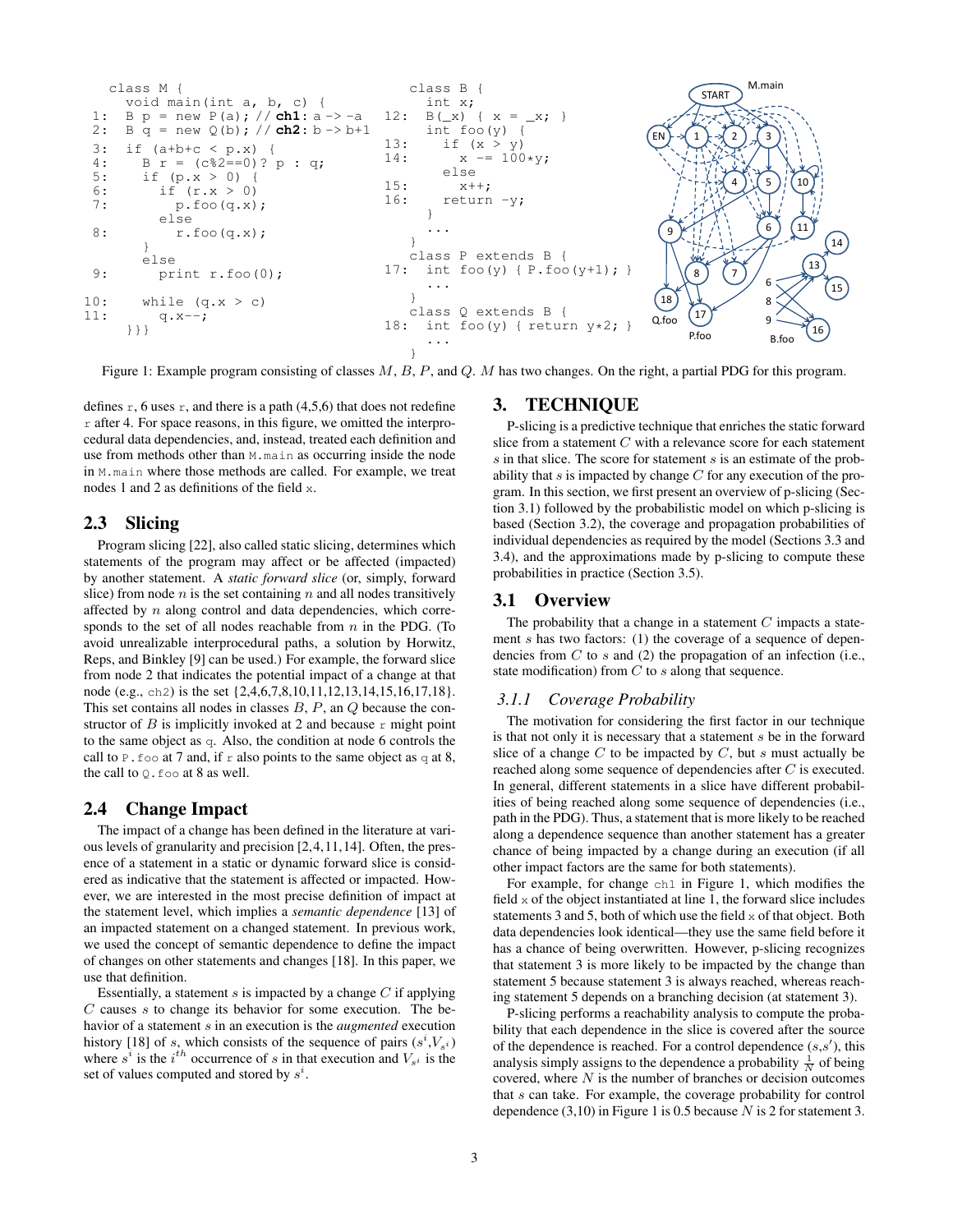```
class M {
    void main(int a, b, c) {
 1:   B p = new P(a); // ch1: a -> -a
 2:   B q = new Q(b); // ch2: b -> b+1
 3:   if (a+b+c < p.x) {
 4:     B r = (c%2==0)? p : q;
 5:     if (p.x > 0) {
 6:       if (r.x > 0)
 7:         p.foo(q.x);
          else
 8:         r.foo(q.x);
        }
        else
 9:       print r.foo(0);

10:     while (q.x > c)
11:       q.x--;
    }}}
```

```
class B {
    int x;
12: B(_x) { x = _x; }
    int foo(y) {
13:   if (x > y)
14:     x -= 100*y;
      else
15:     x++;
16:   return -y;
    }
    ...
}
class P extends B {
17: int foo(y) { P.foo(y+1); }
    ...
}
class Q extends B {
18: int foo(y) { return y*2; }
    ...
}
```

Figure 1: Example program consisting of classes $M$, $B$, $P$, and $Q$. $M$ has two changes. On the right, a partial PDG for this program.

defines `r`, 6 uses `r`, and there is a path (4,5,6) that does not redefine `r` after 4. For space reasons, in this figure, we omitted the interprocedural data dependencies, and, instead, treated each definition and use from methods other than `M.main` as occurring inside the node in `M.main` where those methods are called. For example, we treat nodes 1 and 2 as definitions of the field `x`.

## 2.3 Slicing

Program slicing [22], also called static slicing, determines which statements of the program may affect or be affected (impacted) by another statement. A *static forward slice* (or, simply, forward slice) from node $n$ is the set containing $n$ and all nodes transitively affected by $n$ along control and data dependencies, which corresponds to the set of all nodes reachable from $n$ in the PDG. (To avoid unrealizable interprocedural paths, a solution by Horwitz, Reps, and Binkley [9] can be used.) For example, the forward slice from node 2 that indicates the potential impact of a change at that node (e.g., `ch2`) is the set {2,4,6,7,8,10,11,12,13,14,15,16,17,18}. This set contains all nodes in classes $B$, $P$, an $Q$ because the constructor of $B$ is implicitly invoked at 2 and because `r` might point to the same object as `q`. Also, the condition at node 6 controls the call to `P.foo` at 7 and, if `r` also points to the same object as `q` at 8, the call to `Q.foo` at 8 as well.

## 2.4 Change Impact

The impact of a change has been defined in the literature at various levels of granularity and precision [2,4,11,14]. Often, the presence of a statement in a static or dynamic forward slice is considered as indicative that the statement is affected or impacted. However, we are interested in the most precise definition of impact at the statement level, which implies a *semantic dependence* [13] of an impacted statement on a changed statement. In previous work, we used the concept of semantic dependence to define the impact of changes on other statements and changes [18]. In this paper, we use that definition.

Essentially, a statement $s$ is impacted by a change $C$ if applying $C$ causes $s$ to change its behavior for some execution. The behavior of a statement $s$ in an execution is the *augmented* execution history [18] of $s$, which consists of the sequence of pairs $(s^i, V_{s^i})$ where $s^i$ is the $i^{th}$ occurrence of $s$ in that execution and $V_{s^i}$ is the set of values computed and stored by $s^i$.

# 3. TECHNIQUE

P-slicing is a predictive technique that enriches the static forward slice from a statement $C$ with a relevance score for each statement $s$ in that slice. The score for statement $s$ is an estimate of the probability that $s$ is impacted by change $C$ for any execution of the program. In this section, we first present an overview of p-slicing (Section 3.1) followed by the probabilistic model on which p-slicing is based (Section 3.2), the coverage and propagation probabilities of individual dependencies as required by the model (Sections 3.3 and 3.4), and the approximations made by p-slicing to compute these probabilities in practice (Section 3.5).

## 3.1 Overview

The probability that a change in a statement $C$ impacts a statement $s$ has two factors: (1) the coverage of a sequence of dependencies from $C$ to $s$ and (2) the propagation of an infection (i.e., state modification) from $C$ to $s$ along that sequence.

### 3.1.1 Coverage Probability

The motivation for considering the first factor in our technique is that not only it is necessary that a statement $s$ be in the forward slice of a change $C$ to be impacted by $C$, but $s$ must actually be reached along some sequence of dependencies after $C$ is executed. In general, different statements in a slice have different probabilities of being reached along some sequence of dependencies (i.e., path in the PDG). Thus, a statement that is more likely to be reached along a dependence sequence than another statement has a greater chance of being impacted by a change during an execution (if all other impact factors are the same for both statements).

For example, for change `ch1` in Figure 1, which modifies the field `x` of the object instantiated at line 1, the forward slice includes statements 3 and 5, both of which use the field `x` of that object. Both data dependencies look identical—they use the same field before it has a chance of being overwritten. However, p-slicing recognizes that statement 3 is more likely to be impacted by the change than statement 5 because statement 3 is always reached, whereas reaching statement 5 depends on a branching decision (at statement 3).

P-slicing performs a reachability analysis to compute the probability that each dependence in the slice is covered after the source of the dependence is reached. For a control dependence $(s,s')$, this analysis simply assigns to the dependence a probability $\frac{1}{N}$ of being covered, where $N$ is the number of branches or decision outcomes that $s$ can take. For example, the coverage probability for control dependence (3,10) in Figure 1 is 0.5 because $N$ is 2 for statement 3.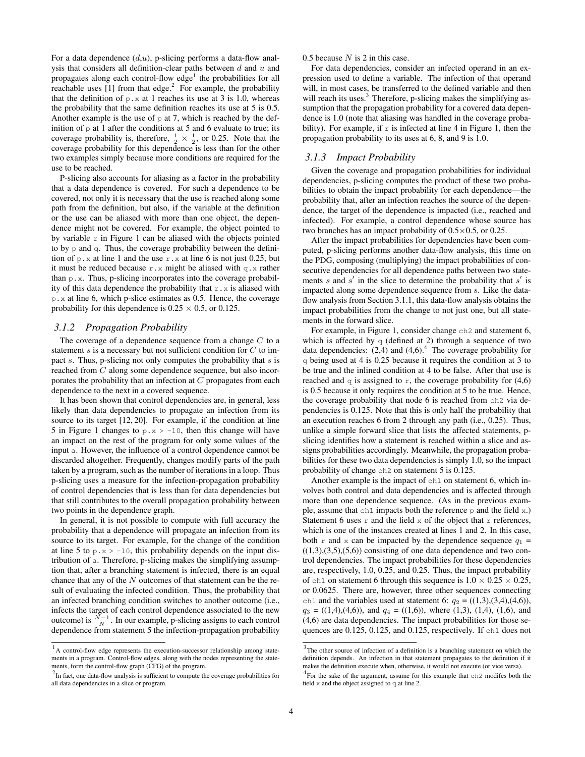For a data dependence $(d,u)$, p-slicing performs a data-flow analysis that considers all definition-clear paths between $d$ and $u$ and propagates along each control-flow edge[1] the probabilities for all reachable uses [1] from that edge.[2] For example, the probability that the definition of `p.x` at 1 reaches its use at 3 is 1.0, whereas the probability that the same definition reaches its use at 5 is 0.5. Another example is the use of `p` at 7, which is reached by the definition of `p` at 1 after the conditions at 5 and 6 evaluate to true; its coverage probability is, therefore, $\frac{1}{2} \times \frac{1}{2}$, or 0.25. Note that the coverage probability for this dependence is less than for the other two examples simply because more conditions are required for the use to be reached.

P-slicing also accounts for aliasing as a factor in the probability that a data dependence is covered. For such a dependence to be covered, not only it is necessary that the use is reached along some path from the definition, but also, if the variable at the definition or the use can be aliased with more than one object, the dependence might not be covered. For example, the object pointed to by variable `r` in Figure 1 can be aliased with the objects pointed to by `p` and `q`. Thus, the coverage probability between the definition of `p.x` at line 1 and the use `r.x` at line 6 is not just 0.25, but it must be reduced because `r.x` might be aliased with `q.x` rather than `p.x`. Thus, p-slicing incorporates into the coverage probability of this data dependence the probability that `r.x` is aliased with `p.x` at line 6, which p-slice estimates as 0.5. Hence, the coverage probability for this dependence is $0.25 \times 0.5$, or 0.125.

### 3.1.2 Propagation Probability

The coverage of a dependence sequence from a change $C$ to a statement $s$ is a necessary but not sufficient condition for $C$ to impact $s$. Thus, p-slicing not only computes the probability that $s$ is reached from $C$ along some dependence sequence, but also incorporates the probability that an infection at $C$ propagates from each dependence to the next in a covered sequence.

It has been shown that control dependencies are, in general, less likely than data dependencies to propagate an infection from its source to its target [12, 20]. For example, if the condition at line 5 in Figure 1 changes to `p.x > -10`, then this change will have an impact on the rest of the program for only some values of the input `a`. However, the influence of a control dependence cannot be discarded altogether. Frequently, changes modify parts of the path taken by a program, such as the number of iterations in a loop. Thus p-slicing uses a measure for the infection-propagation probability of control dependencies that is less than for data dependencies but that still contributes to the overall propagation probability between two points in the dependence graph.

In general, it is not possible to compute with full accuracy the probability that a dependence will propagate an infection from its source to its target. For example, for the change of the condition at line 5 to `p.x > -10`, this probability depends on the input distribution of `a`. Therefore, p-slicing makes the simplifying assumption that, after a branching statement is infected, there is an equal chance that any of the $N$ outcomes of that statement can be the result of evaluating the infected condition. Thus, the probability that an infected branching condition switches to another outcome (i.e., infects the target of each control dependence associated to the new outcome) is $\frac{N-1}{N}$. In our example, p-slicing assigns to each control dependence from statement 5 the infection-propagation probability 0.5 because $N$ is 2 in this case.

For data dependencies, consider an infected operand in an expression used to define a variable. The infection of that operand will, in most cases, be transferred to the defined variable and then will reach its uses.[3] Therefore, p-slicing makes the simplifying assumption that the propagation probability for a covered data dependence is 1.0 (note that aliasing was handled in the coverage probability). For example, if `r` is infected at line 4 in Figure 1, then the propagation probability to its uses at 6, 8, and 9 is 1.0.

### 3.1.3 Impact Probability

Given the coverage and propagation probabilities for individual dependencies, p-slicing computes the product of these two probabilities to obtain the impact probability for each dependence—the probability that, after an infection reaches the source of the dependence, the target of the dependence is impacted (i.e., reached and infected). For example, a control dependence whose source has two branches has an impact probability of $0.5 \times 0.5$, or 0.25.

After the impact probabilities for dependencies have been computed, p-slicing performs another data-flow analysis, this time on the PDG, composing (multiplying) the impact probabilities of consecutive dependencies for all dependence paths between two statements $s$ and $s'$ in the slice to determine the probability that $s'$ is impacted along some dependence sequence from $s$. Like the data-flow analysis from Section 3.1.1, this data-flow analysis obtains the impact probabilities from the change to not just one, but all statements in the forward slice.

For example, in Figure 1, consider change `ch2` and statement 6, which is affected by `q` (defined at 2) through a sequence of two data dependencies: (2,4) and (4,6).[4] The coverage probability for `q` being used at 4 is 0.25 because it requires the condition at 3 to be true and the inlined condition at 4 to be false. After that use is reached and `q` is assigned to `r`, the coverage probability for (4,6) is 0.5 because it only requires the condition at 5 to be true. Hence, the coverage probability that node 6 is reached from `ch2` via dependencies is 0.125. Note that this is only half the probability that an execution reaches 6 from 2 through any path (i.e., 0.25). Thus, unlike a simple forward slice that lists the affected statements, p-slicing identifies how a statement is reached within a slice and assigns probabilities accordingly. Meanwhile, the propagation probabilities for these two data dependencies is simply 1.0, so the impact probability of change `ch2` on statement 5 is 0.125.

Another example is the impact of `ch1` on statement 6, which involves both control and data dependencies and is affected through more than one dependence sequence. (As in the previous example, assume that `ch1` impacts both the reference `p` and the field `x`.) Statement 6 uses `r` and the field `x` of the object that `r` references, which is one of the instances created at lines 1 and 2. In this case, both `r` and `x` can be impacted by the dependence sequence $q_1$ = ((1,3),(3,5),(5,6)) consisting of one data dependence and two control dependencies. The impact probabilities for these dependencies are, respectively, 1.0, 0.25, and 0.25. Thus, the impact probability of `ch1` on statement 6 through this sequence is $1.0 \times 0.25 \times 0.25$, or 0.0625. There are, however, three other sequences connecting `ch1` and the variables used at statement 6: $q_2$ = ((1,3),(3,4),(4,6)), $q_3$ = ((1,4),(4,6)), and $q_4$ = ((1,6)), where (1,3), (1,4), (1,6), and (4,6) are data dependencies. The impact probabilities for those sequences are 0.125, 0.125, and 0.125, respectively. If `ch1` does not

---

[1] A control-flow edge represents the execution-successor relationship among statements in a program. Control-flow edges, along with the nodes representing the statements, form the control-flow graph (CFG) of the program.

[2] In fact, one data-flow analysis is sufficient to compute the coverage probabilities for all data dependencies in a slice or program.

[3] The other source of infection of a definition is a branching statement on which the definition depends. An infection in that statement propagates to the definition if it makes the definition execute when, otherwise, it would not execute (or vice versa).

[4] For the sake of the argument, assume for this example that `ch2` modifes both the field `x` and the object assigned to `q` at line 2.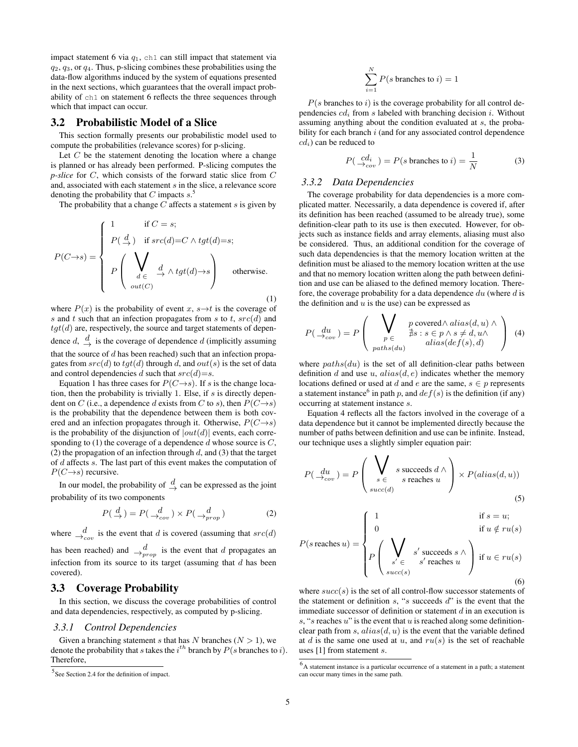impact statement 6 via $q_1$, `ch1` can still impact that statement via $q_2$, $q_3$, or $q_4$. Thus, p-slicing combines these probabilities using the data-flow algorithms induced by the system of equations presented in the next sections, which guarantees that the overall impact probability of `ch1` on statement 6 reflects the three sequences through which that impact can occur.

## 3.2 Probabilistic Model of a Slice

This section formally presents our probabilistic model used to compute the probabilities (relevance scores) for p-slicing.

Let $C$ be the statement denoting the location where a change is planned or has already been performed. P-slicing computes the *p-slice* for $C$, which consists of the forward static slice from $C$ and, associated with each statement $s$ in the slice, a relevance score denoting the probability that $C$ impacts $s$.[5]

The probability that a change $C$ affects a statement $s$ is given by

$$P(C \to s) = \begin{cases} 1 & \text{if } C = s; \\ P(\overset{d}{\to}) & \text{if } src(d) = C \wedge tgt(d) = s; \\ P\left( \bigvee_{d \in out(C)} \overset{d}{\to} \wedge tgt(d) \to s \right) & \text{otherwise.} \end{cases} \tag{1}$$

where $P(x)$ is the probability of event $x$, $s \to t$ is the coverage of $s$ and $t$ such that an infection propagates from $s$ to $t$, $src(d)$ and $tgt(d)$ are, respectively, the source and target statements of dependence $d$, $\overset{d}{\to}$ is the coverage of dependence $d$ (implicitly assuming that the source of $d$ has been reached) such that an infection propagates from $src(d)$ to $tgt(d)$ through $d$, and $out(s)$ is the set of data and control dependencies $d$ such that $src(d) = s$.

Equation 1 has three cases for $P(C \to s)$. If $s$ is the change location, then the probability is trivially 1. Else, if $s$ is directly dependent on $C$ (i.e., a dependence $d$ exists from $C$ to $s$), then $P(C \to s)$ is the probability that the dependence between them is both covered and an infection propagates through it. Otherwise, $P(C \to s)$ is the probability of the disjunction of $|out(d)|$ events, each corresponding to (1) the coverage of a dependence $d$ whose source is $C$, (2) the propagation of an infection through $d$, and (3) that the target of $d$ affects $s$. The last part of this event makes the computation of $P(C \to s)$ recursive.

In our model, the probability of $\overset{d}{\to}$ can be expressed as the joint probability of its two components

$$P(\overset{d}{\to}) = P(\overset{d}{\to}_{cov}) \times P(\overset{d}{\to}_{prop}) \tag{2}$$

where $\overset{d}{\to}_{cov}$ is the event that $d$ is covered (assuming that $src(d)$ has been reached) and $\overset{d}{\to}_{prop}$ is the event that $d$ propagates an infection from its source to its target (assuming that $d$ has been covered).

## 3.3 Coverage Probability

In this section, we discuss the coverage probabilities of control and data dependencies, respectively, as computed by p-slicing.

### 3.3.1 Control Dependencies

Given a branching statement $s$ that has $N$ branches ($N > 1$), we denote the probability that $s$ takes the $i^{th}$ branch by $P(s \text{ branches to } i)$. Therefore,

$$\sum_{i=1}^{N} P(s \text{ branches to } i) = 1$$

$P(s \text{ branches to } i)$ is the coverage probability for all control dependencies $cd_i$ from $s$ labeled with branching decision $i$. Without assuming anything about the condition evaluated at $s$, the probability for each branch $i$ (and for any associated control dependence $cd_i$) can be reduced to

$$P(\overset{cd_i}{\to}_{cov}) = P(s \text{ branches to } i) = \frac{1}{N} \tag{3}$$

### 3.3.2 Data Dependencies

The coverage probability for data dependencies is a more complicated matter. Necessarily, a data dependence is covered if, after its definition has been reached (assumed to be already true), some definition-clear path to its use is then executed. However, for objects such as instance fields and array elements, aliasing must also be considered. Thus, an additional condition for the coverage of such data dependencies is that the memory location written at the definition must be aliased to the memory location written at the use and that no memory location written along the path between definition and use can be aliased to the defined memory location. Therefore, the coverage probability for a data dependence $du$ (where $d$ is the definition and $u$ is the use) can be expressed as

$$P(\overset{du}{\to}_{cov}) = P\left( \bigvee_{p \in paths(du)} \begin{array}{c} p \text{ covered} \wedge alias(d, u) \wedge \\ \nexists s : s \in p \wedge s \neq d, u \wedge \\ alias(def(s), d) \end{array} \right) \tag{4}$$

where $paths(du)$ is the set of all definition-clear paths between definition $d$ and use $u$, $alias(d, e)$ indicates whether the memory locations defined or used at $d$ and $e$ are the same, $s \in p$ represents a statement instance[6] in path $p$, and $def(s)$ is the definition (if any) occurring at statement instance $s$.

Equation 4 reflects all the factors involved in the coverage of a data dependence but it cannot be implemented directly because the number of paths between definition and use can be infinite. Instead, our technique uses a slightly simpler equation pair:

$$P(\overset{du}{\to}_{cov}) = P\left( \bigvee_{s \in succ(d)} \begin{array}{c} s \text{ succeeds } d \wedge \\ s \text{ reaches } u \end{array} \right) \times P(alias(d, u)) \tag{5}$$

$$P(s \text{ reaches } u) = \begin{cases} 1 & \text{if } s = u; \\ 0 & \text{if } u \notin ru(s) \\ P\left( \bigvee_{s' \in succ(s)} \begin{array}{c} s' \text{ succeeds } s \wedge \\ s' \text{ reaches } u \end{array} \right) & \text{if } u \in ru(s) \end{cases} \tag{6}$$

where $succ(s)$ is the set of all control-flow successor statements of the statement or definition $s$, "$s$ succeeds $d$" is the event that the immediate successor of definition or statement $d$ in an execution is $s$, "$s$ reaches $u$" is the event that $u$ is reached along some definition-clear path from $s$, $alias(d, u)$ is the event that the variable defined at $d$ is the same one used at $u$, and $ru(s)$ is the set of reachable uses [1] from statement $s$.

[5] See Section 2.4 for the definition of impact.

[6] A statement instance is a particular occurrence of a statement in a path; a statement can occur many times in the same path.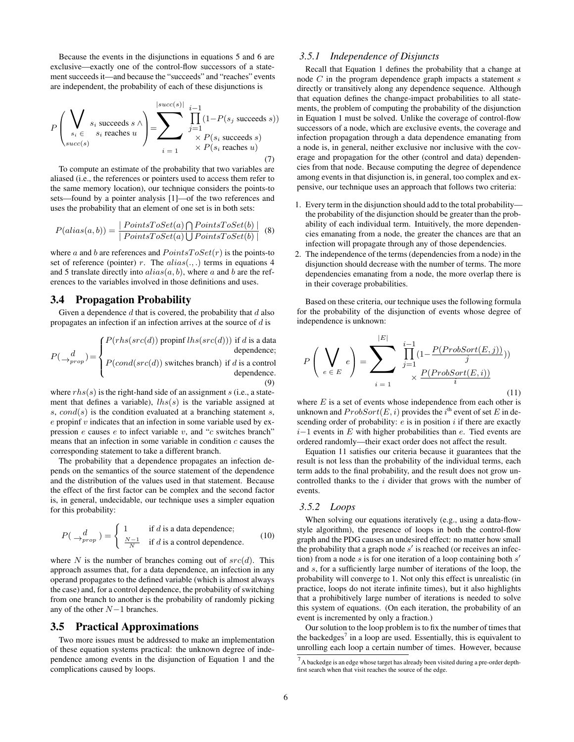Because the events in the disjunctions in equations 5 and 6 are exclusive—exactly one of the control-flow successors of a statement succeeds it—and because the "succeeds" and "reaches" events are independent, the probability of each of these disjunctions is

$$P\left(\bigvee_{s_i \in succ(s)} \begin{array}{l} s_i \text{ succeeds } s \wedge \\ s_i \text{ reaches } u \end{array}\right) = \sum_{i=1}^{|succ(s)|} \begin{array}{l} \prod_{j=1}^{i-1}(1-P(s_j \text{ succeeds } s)) \\ \times P(s_i \text{ succeeds } s) \\ \times P(s_i \text{ reaches } u) \end{array} \quad (7)$$

To compute an estimate of the probability that two variables are aliased (i.e., the references or pointers used to access them refer to the same memory location), our technique considers the points-to sets—found by a pointer analysis [1]—of the two references and uses the probability that an element of one set is in both sets:

$$P(alias(a,b)) = \frac{|\,PointsToSet(a) \bigcap PointsToSet(b)\,|}{|\,PointsToSet(a) \bigcup PointsToSet(b)\,|} \quad (8)$$

where $a$ and $b$ are references and $PointsToSet(r)$ is the points-to set of reference (pointer) $r$. The $alias(.,.)$ terms in equations 4 and 5 translate directly into $alias(a,b)$, where $a$ and $b$ are the references to the variables involved in those definitions and uses.

## 3.4 Propagation Probability

Given a dependence $d$ that is covered, the probability that $d$ also propagates an infection if an infection arrives at the source of $d$ is

$$P(\xrightarrow{d}_{prop}) = \begin{cases} P(rhs(src(d)) \text{ propinf } lhs(src(d))) & \text{if } d \text{ is a data dependence;} \\ P(cond(src(d)) \text{ switches branch}) & \text{if } d \text{ is a control dependence.} \end{cases} \quad (9)$$

where $rhs(s)$ is the right-hand side of an assignment $s$ (i.e., a statement that defines a variable), $lhs(s)$ is the variable assigned at $s$, $cond(s)$ is the condition evaluated at a branching statement $s$, $e$ propinf $v$ indicates that an infection in some variable used by expression $e$ causes $e$ to infect variable $v$, and "$c$ switches branch" means that an infection in some variable in condition $c$ causes the corresponding statement to take a different branch.

The probability that a dependence propagates an infection depends on the semantics of the source statement of the dependence and the distribution of the values used in that statement. Because the effect of the first factor can be complex and the second factor is, in general, undecidable, our technique uses a simpler equation for this probability:

$$P(\xrightarrow{d}_{prop}) = \begin{cases} 1 & \text{if } d \text{ is a data dependence;} \\ \frac{N-1}{N} & \text{if } d \text{ is a control dependence.} \end{cases} \quad (10)$$

where $N$ is the number of branches coming out of $src(d)$. This approach assumes that, for a data dependence, an infection in any operand propagates to the defined variable (which is almost always the case) and, for a control dependence, the probability of switching from one branch to another is the probability of randomly picking any of the other $N-1$ branches.

## 3.5 Practical Approximations

Two more issues must be addressed to make an implementation of these equation systems practical: the unknown degree of independence among events in the disjunction of Equation 1 and the complications caused by loops.

### 3.5.1 Independence of Disjuncts

Recall that Equation 1 defines the probability that a change at node $C$ in the program dependence graph impacts a statement $s$ directly or transitively along any dependence sequence. Although that equation defines the change-impact probabilities to all statements, the problem of computing the probability of the disjunction in Equation 1 must be solved. Unlike the coverage of control-flow successors of a node, which are exclusive events, the coverage and infection propagation through a data dependence emanating from a node is, in general, neither exclusive nor inclusive with the coverage and propagation for the other (control and data) dependencies from that node. Because computing the degree of dependence among events in that disjunction is, in general, too complex and expensive, our technique uses an approach that follows two criteria:

1. Every term in the disjunction should add to the total probability—the probability of the disjunction should be greater than the probability of each individual term. Intuitively, the more dependencies emanating from a node, the greater the chances are that an infection will propagate through any of those dependencies.
2. The independence of the terms (dependencies from a node) in the disjunction should decrease with the number of terms. The more dependencies emanating from a node, the more overlap there is in their coverage probabilities.

Based on these criteria, our technique uses the following formula for the probability of the disjunction of events whose degree of independence is unknown:

$$P\left(\bigvee_{e \in E} e\right) = \sum_{i=1}^{|E|} \begin{array}{l} \prod_{j=1}^{i-1}\left(1-\frac{P(ProbSort(E,j))}{j}\right) \\ \times \frac{P(ProbSort(E,i))}{i} \end{array} \quad (11)$$

where $E$ is a set of events whose independence from each other is unknown and $ProbSort(E,i)$ provides the $i^{\text{th}}$ event of set $E$ in descending order of probability: $e$ is in position $i$ if there are exactly $i-1$ events in $E$ with higher probabilities than $e$. Tied events are ordered randomly—their exact order does not affect the result.

Equation 11 satisfies our criteria because it guarantees that the result is not less than the probability of the individual terms, each term adds to the final probability, and the result does not grow uncontrolled thanks to the $i$ divider that grows with the number of events.

### 3.5.2 Loops

When solving our equations iteratively (e.g., using a data-flow-style algorithm), the presence of loops in both the control-flow graph and the PDG causes an undesired effect: no matter how small the probability that a graph node $s'$ is reached (or receives an infection) from a node $s$ is for one iteration of a loop containing both $s'$ and $s$, for a sufficiently large number of iterations of the loop, the probability will converge to 1. Not only this effect is unrealistic (in practice, loops do not iterate infinite times), but it also highlights that a prohibitively large number of iterations is needed to solve this system of equations. (On each iteration, the probability of an event is incremented by only a fraction.)

Our solution to the loop problem is to fix the number of times that the backedges[7] in a loop are used. Essentially, this is equivalent to unrolling each loop a certain number of times. However, because

[7] A backedge is an edge whose target has already been visited during a pre-order depth-first search when that visit reaches the source of the edge.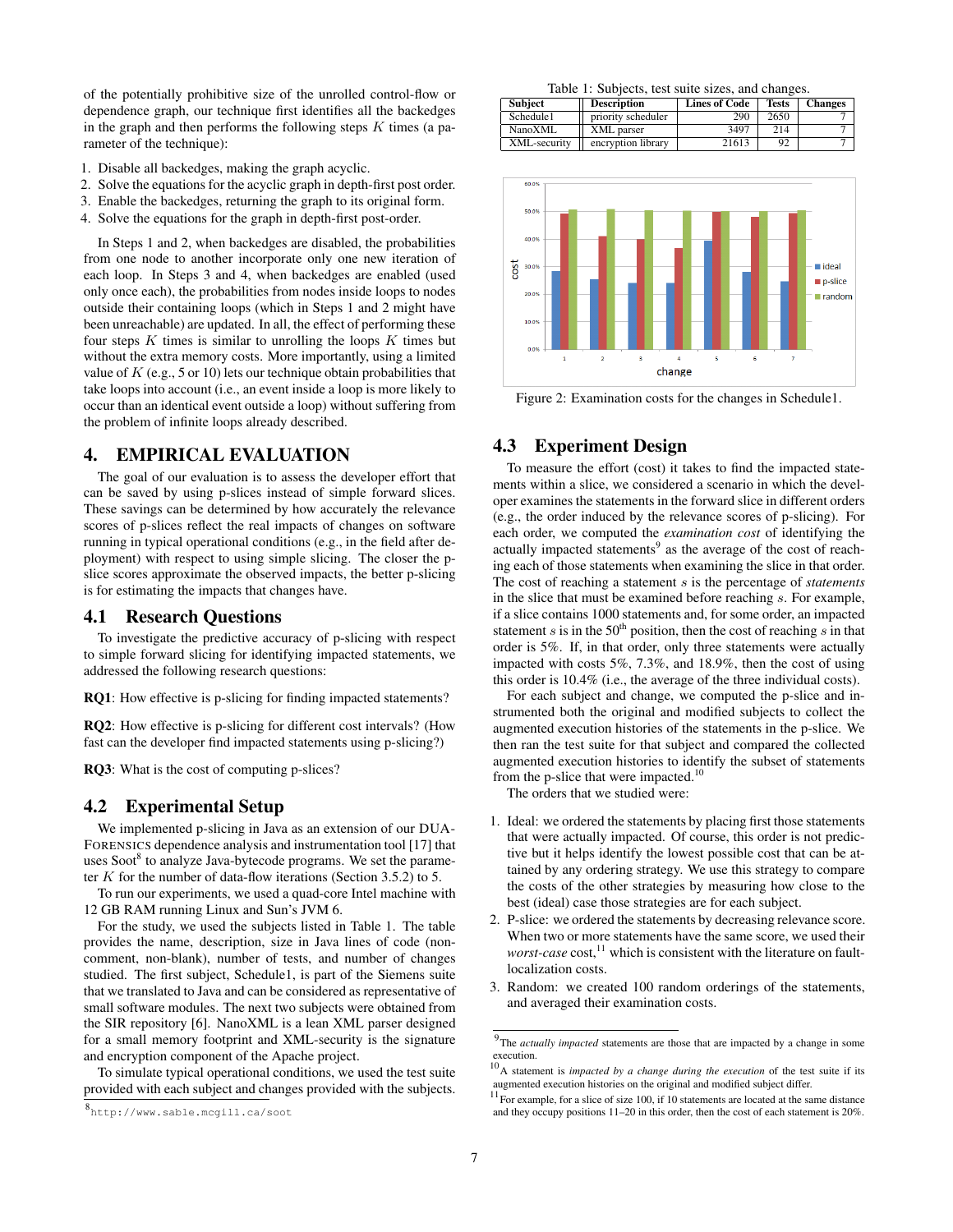of the potentially prohibitive size of the unrolled control-flow or dependence graph, our technique first identifies all the backedges in the graph and then performs the following steps $K$ times (a parameter of the technique):

1. Disable all backedges, making the graph acyclic.
2. Solve the equations for the acyclic graph in depth-first post order.
3. Enable the backedges, returning the graph to its original form.
4. Solve the equations for the graph in depth-first post-order.

In Steps 1 and 2, when backedges are disabled, the probabilities from one node to another incorporate only one new iteration of each loop. In Steps 3 and 4, when backedges are enabled (used only once each), the probabilities from nodes inside loops to nodes outside their containing loops (which in Steps 1 and 2 might have been unreachable) are updated. In all, the effect of performing these four steps $K$ times is similar to unrolling the loops $K$ times but without the extra memory costs. More importantly, using a limited value of $K$ (e.g., 5 or 10) lets our technique obtain probabilities that take loops into account (i.e., an event inside a loop is more likely to occur than an event outside a loop) without suffering from the problem of infinite loops already described.

## 4. EMPIRICAL EVALUATION

The goal of our evaluation is to assess the developer effort that can be saved by using p-slices instead of simple forward slices. These savings can be determined by how accurately the relevance scores of p-slices reflect the real impacts of changes on software running in typical operational conditions (e.g., in the field after deployment) with respect to using simple slicing. The closer the p-slice scores approximate the observed impacts, the better p-slicing is for estimating the impacts that changes have.

### 4.1 Research Questions

To investigate the predictive accuracy of p-slicing with respect to simple forward slicing for identifying impacted statements, we addressed the following research questions:

**RQ1**: How effective is p-slicing for finding impacted statements?

**RQ2**: How effective is p-slicing for different cost intervals? (How fast can the developer find impacted statements using p-slicing?)

**RQ3**: What is the cost of computing p-slices?

### 4.2 Experimental Setup

We implemented p-slicing in Java as an extension of our DUA-FORENSICS dependence analysis and instrumentation tool [17] that uses Soot[8] to analyze Java-bytecode programs. We set the parameter $K$ for the number of data-flow iterations (Section 3.5.2) to 5.

To run our experiments, we used a quad-core Intel machine with 12 GB RAM running Linux and Sun's JVM 6.

For the study, we used the subjects listed in Table 1. The table provides the name, description, size in Java lines of code (non-comment, non-blank), number of tests, and number of changes studied. The first subject, Schedule1, is part of the Siemens suite that we translated to Java and can be considered as representative of small software modules. The next two subjects were obtained from the SIR repository [6]. NanoXML is a lean XML parser designed for a small memory footprint and XML-security is the signature and encryption component of the Apache project.

To simulate typical operational conditions, we used the test suite provided with each subject and changes provided with the subjects.

[8]http://www.sable.mcgill.ca/soot

Table 1: Subjects, test suite sizes, and changes.

| Subject | Description | Lines of Code | Tests | Changes |
|---|---|---|---|---|
| Schedule1 | priority scheduler | 290 | 2650 | 7 |
| NanoXML | XML parser | 3497 | 214 | 7 |
| XML-security | encryption library | 21613 | 92 | 7 |

Figure 2: Examination costs for the changes in Schedule1.

### 4.3 Experiment Design

To measure the effort (cost) it takes to find the impacted statements within a slice, we considered a scenario in which the developer examines the statements in the forward slice in different orders (e.g., the order induced by the relevance scores of p-slicing). For each order, we computed the *examination cost* of identifying the actually impacted statements[9] as the average of the cost of reaching each of those statements when examining the slice in that order. The cost of reaching a statement $s$ is the percentage of *statements* in the slice that must be examined before reaching $s$. For example, if a slice contains 1000 statements and, for some order, an impacted statement $s$ is in the 50[th] position, then the cost of reaching $s$ in that order is 5%. If, in that order, only three statements were actually impacted with costs 5%, 7.3%, and 18.9%, then the cost of using this order is 10.4% (i.e., the average of the three individual costs).

For each subject and change, we computed the p-slice and instrumented both the original and modified subjects to collect the augmented execution histories of the statements in the p-slice. We then ran the test suite for that subject and compared the collected augmented execution histories to identify the subset of statements from the p-slice that were impacted.[10]

The orders that we studied were:

1. Ideal: we ordered the statements by placing first those statements that were actually impacted. Of course, this order is not predictive but it helps identify the lowest possible cost that can be attained by any ordering strategy. We use this strategy to compare the costs of the other strategies by measuring how close to the best (ideal) case those strategies are for each subject.
2. P-slice: we ordered the statements by decreasing relevance score. When two or more statements have the same score, we used their *worst-case* cost,[11] which is consistent with the literature on fault-localization costs.
3. Random: we created 100 random orderings of the statements, and averaged their examination costs.

[9]The *actually impacted* statements are those that are impacted by a change in some execution.

[10]A statement is *impacted by a change during the execution* of the test suite if its augmented execution histories on the original and modified subject differ.

[11]For example, for a slice of size 100, if 10 statements are located at the same distance and they occupy positions 11–20 in this order, then the cost of each statement is 20%.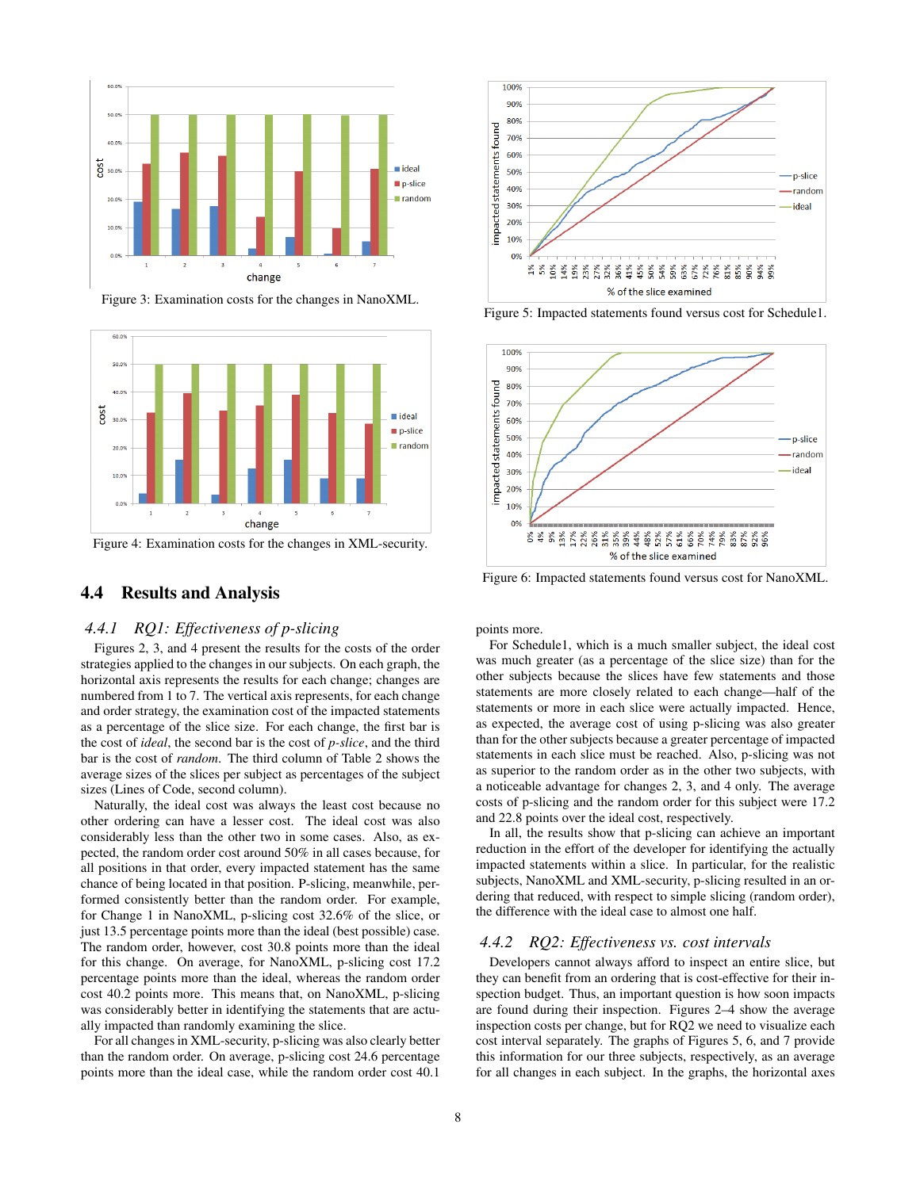Figure 3: Examination costs for the changes in NanoXML.

Figure 4: Examination costs for the changes in XML-security.

Figure 5: Impacted statements found versus cost for Schedule1.

Figure 6: Impacted statements found versus cost for NanoXML.

## 4.4 Results and Analysis

### 4.4.1 RQ1: Effectiveness of p-slicing

Figures 2, 3, and 4 present the results for the costs of the order strategies applied to the changes in our subjects. On each graph, the horizontal axis represents the results for each change; changes are numbered from 1 to 7. The vertical axis represents, for each change and order strategy, the examination cost of the impacted statements as a percentage of the slice size. For each change, the first bar is the cost of *ideal*, the second bar is the cost of *p-slice*, and the third bar is the cost of *random*. The third column of Table 2 shows the average sizes of the slices per subject as percentages of the subject sizes (Lines of Code, second column).

Naturally, the ideal cost was always the least cost because no other ordering can have a lesser cost. The ideal cost was also considerably less than the other two in some cases. Also, as expected, the random order cost around 50% in all cases because, for all positions in that order, every impacted statement has the same chance of being located in that position. P-slicing, meanwhile, performed consistently better than the random order. For example, for Change 1 in NanoXML, p-slicing cost 32.6% of the slice, or just 13.5 percentage points more than the ideal (best possible) case. The random order, however, cost 30.8 points more than the ideal for this change. On average, for NanoXML, p-slicing cost 17.2 percentage points more than the ideal, whereas the random order cost 40.2 points more. This means that, on NanoXML, p-slicing was considerably better in identifying the statements that are actually impacted than randomly examining the slice.

For all changes in XML-security, p-slicing was also clearly better than the random order. On average, p-slicing cost 24.6 percentage points more than the ideal case, while the random order cost 40.1 points more.

For Schedule1, which is a much smaller subject, the ideal cost was much greater (as a percentage of the slice size) than for the other subjects because the slices have few statements and those statements are more closely related to each change—half of the statements or more in each slice were actually impacted. Hence, as expected, the average cost of using p-slicing was also greater than for the other subjects because a greater percentage of impacted statements in each slice must be reached. Also, p-slicing was not as superior to the random order as in the other two subjects, with a noticeable advantage for changes 2, 3, and 4 only. The average costs of p-slicing and the random order for this subject were 17.2 and 22.8 points over the ideal cost, respectively.

In all, the results show that p-slicing can achieve an important reduction in the effort of the developer for identifying the actually impacted statements within a slice. In particular, for the realistic subjects, NanoXML and XML-security, p-slicing resulted in an ordering that reduced, with respect to simple slicing (random order), the difference with the ideal case to almost one half.

### 4.4.2 RQ2: Effectiveness vs. cost intervals

Developers cannot always afford to inspect an entire slice, but they can benefit from an ordering that is cost-effective for their inspection budget. Thus, an important question is how soon impacts are found during their inspection. Figures 2–4 show the average inspection costs per change, but for RQ2 we need to visualize each cost interval separately. The graphs of Figures 5, 6, and 7 provide this information for our three subjects, respectively, as an average for all changes in each subject. In the graphs, the horizontal axes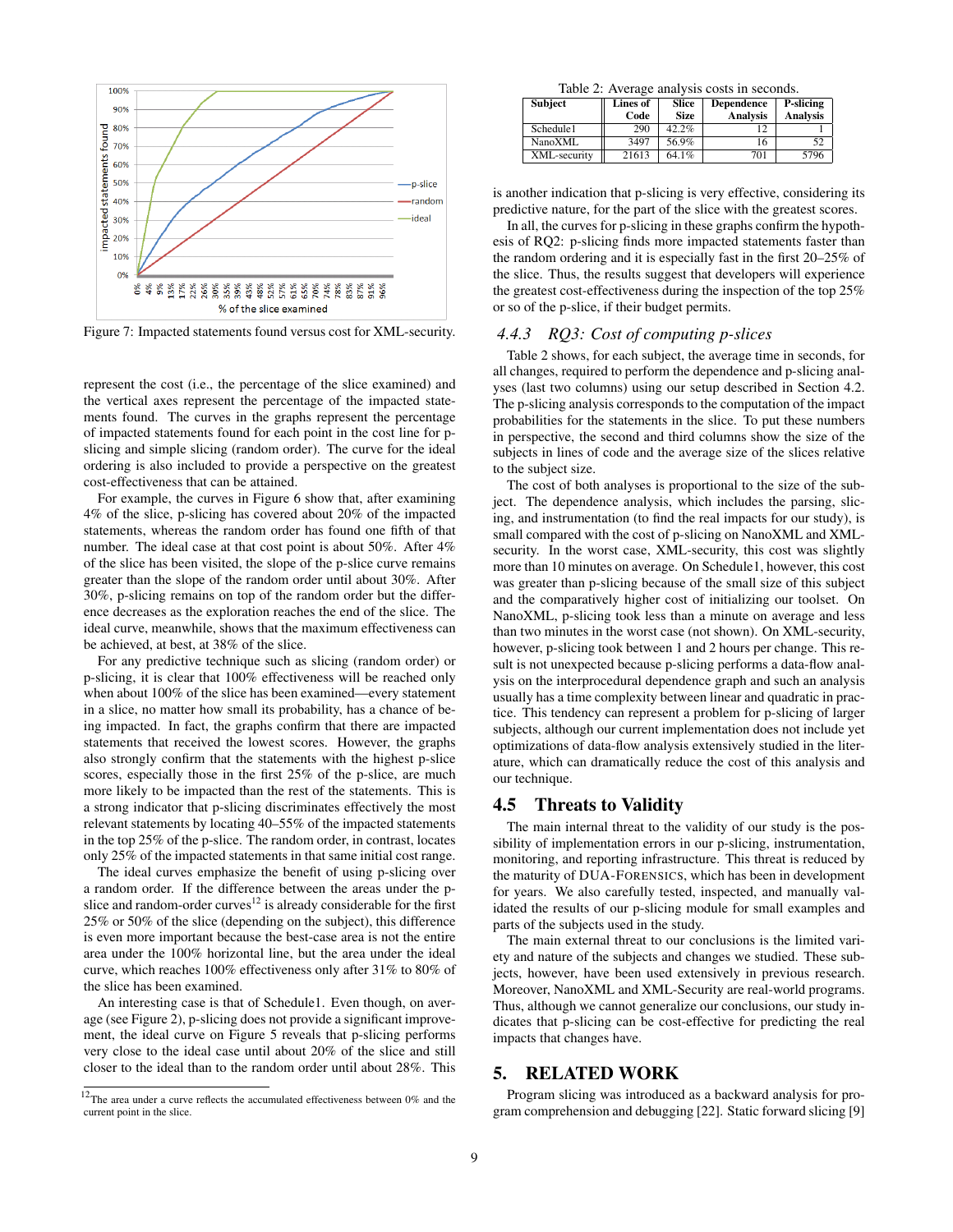Figure 7: Impacted statements found versus cost for XML-security.

represent the cost (i.e., the percentage of the slice examined) and the vertical axes represent the percentage of the impacted statements found. The curves in the graphs represent the percentage of impacted statements found for each point in the cost line for p-slicing and simple slicing (random order). The curve for the ideal ordering is also included to provide a perspective on the greatest cost-effectiveness that can be attained.

For example, the curves in Figure 6 show that, after examining 4% of the slice, p-slicing has covered about 20% of the impacted statements, whereas the random order has found one fifth of that number. The ideal case at that cost point is about 50%. After 4% of the slice has been visited, the slope of the p-slice curve remains greater than the slope of the random order until about 30%. After 30%, p-slicing remains on top of the random order but the difference decreases as the exploration reaches the end of the slice. The ideal curve, meanwhile, shows that the maximum effectiveness can be achieved, at best, at 38% of the slice.

For any predictive technique such as slicing (random order) or p-slicing, it is clear that 100% effectiveness will be reached only when about 100% of the slice has been examined—every statement in a slice, no matter how small its probability, has a chance of being impacted. In fact, the graphs confirm that there are impacted statements that received the lowest scores. However, the graphs also strongly confirm that the statements with the highest p-slice scores, especially those in the first 25% of the p-slice, are much more likely to be impacted than the rest of the statements. This is a strong indicator that p-slicing discriminates effectively the most relevant statements by locating 40–55% of the impacted statements in the top 25% of the p-slice. The random order, in contrast, locates only 25% of the impacted statements in that same initial cost range.

The ideal curves emphasize the benefit of using p-slicing over a random order. If the difference between the areas under the p-slice and random-order curves[12] is already considerable for the first 25% or 50% of the slice (depending on the subject), this difference is even more important because the best-case area is not the entire area under the 100% horizontal line, but the area under the ideal curve, which reaches 100% effectiveness only after 31% to 80% of the slice has been examined.

An interesting case is that of Schedule1. Even though, on average (see Figure 2), p-slicing does not provide a significant improvement, the ideal curve on Figure 5 reveals that p-slicing performs very close to the ideal case until about 20% of the slice and still closer to the ideal than to the random order until about 28%. This is another indication that p-slicing is very effective, considering its predictive nature, for the part of the slice with the greatest scores.

In all, the curves for p-slicing in these graphs confirm the hypothesis of RQ2: p-slicing finds more impacted statements faster than the random ordering and it is especially fast in the first 20–25% of the slice. Thus, the results suggest that developers will experience the greatest cost-effectiveness during the inspection of the top 25% or so of the p-slice, if their budget permits.

[12] The area under a curve reflects the accumulated effectiveness between 0% and the current point in the slice.

Table 2: Average analysis costs in seconds.

| Subject | Lines of Code | Slice Size | Dependence Analysis | P-slicing Analysis |
|---|---|---|---|---|
| Schedule1 | 290 | 42.2% | 12 | 1 |
| NanoXML | 3497 | 56.9% | 16 | 52 |
| XML-security | 21613 | 64.1% | 701 | 5796 |

### 4.4.3 RQ3: Cost of computing p-slices

Table 2 shows, for each subject, the average time in seconds, for all changes, required to perform the dependence and p-slicing analyses (last two columns) using our setup described in Section 4.2. The p-slicing analysis corresponds to the computation of the impact probabilities for the statements in the slice. To put these numbers in perspective, the second and third columns show the size of the subjects in lines of code and the average size of the slices relative to the subject size.

The cost of both analyses is proportional to the size of the subject. The dependence analysis, which includes the parsing, slicing, and instrumentation (to find the real impacts for our study), is small compared with the cost of p-slicing on NanoXML and XML-security. In the worst case, XML-security, this cost was slightly more than 10 minutes on average. On Schedule1, however, this cost was greater than p-slicing because of the small size of this subject and the comparatively higher cost of initializing our toolset. On NanoXML, p-slicing took less than a minute on average and less than two minutes in the worst case (not shown). On XML-security, however, p-slicing took between 1 and 2 hours per change. This result is not unexpected because p-slicing performs a data-flow analysis on the interprocedural dependence graph and such an analysis usually has a time complexity between linear and quadratic in practice. This tendency can represent a problem for p-slicing of larger subjects, although our current implementation does not include yet optimizations of data-flow analysis extensively studied in the literature, which can dramatically reduce the cost of this analysis and our technique.

## 4.5 Threats to Validity

The main internal threat to the validity of our study is the possibility of implementation errors in our p-slicing, instrumentation, monitoring, and reporting infrastructure. This threat is reduced by the maturity of DUA-FORENSICS, which has been in development for years. We also carefully tested, inspected, and manually validated the results of our p-slicing module for small examples and parts of the subjects used in the study.

The main external threat to our conclusions is the limited variety and nature of the subjects and changes we studied. These subjects, however, have been used extensively in previous research. Moreover, NanoXML and XML-Security are real-world programs. Thus, although we cannot generalize our conclusions, our study indicates that p-slicing can be cost-effective for predicting the real impacts that changes have.

# 5. RELATED WORK

Program slicing was introduced as a backward analysis for program comprehension and debugging [22]. Static forward slicing [9]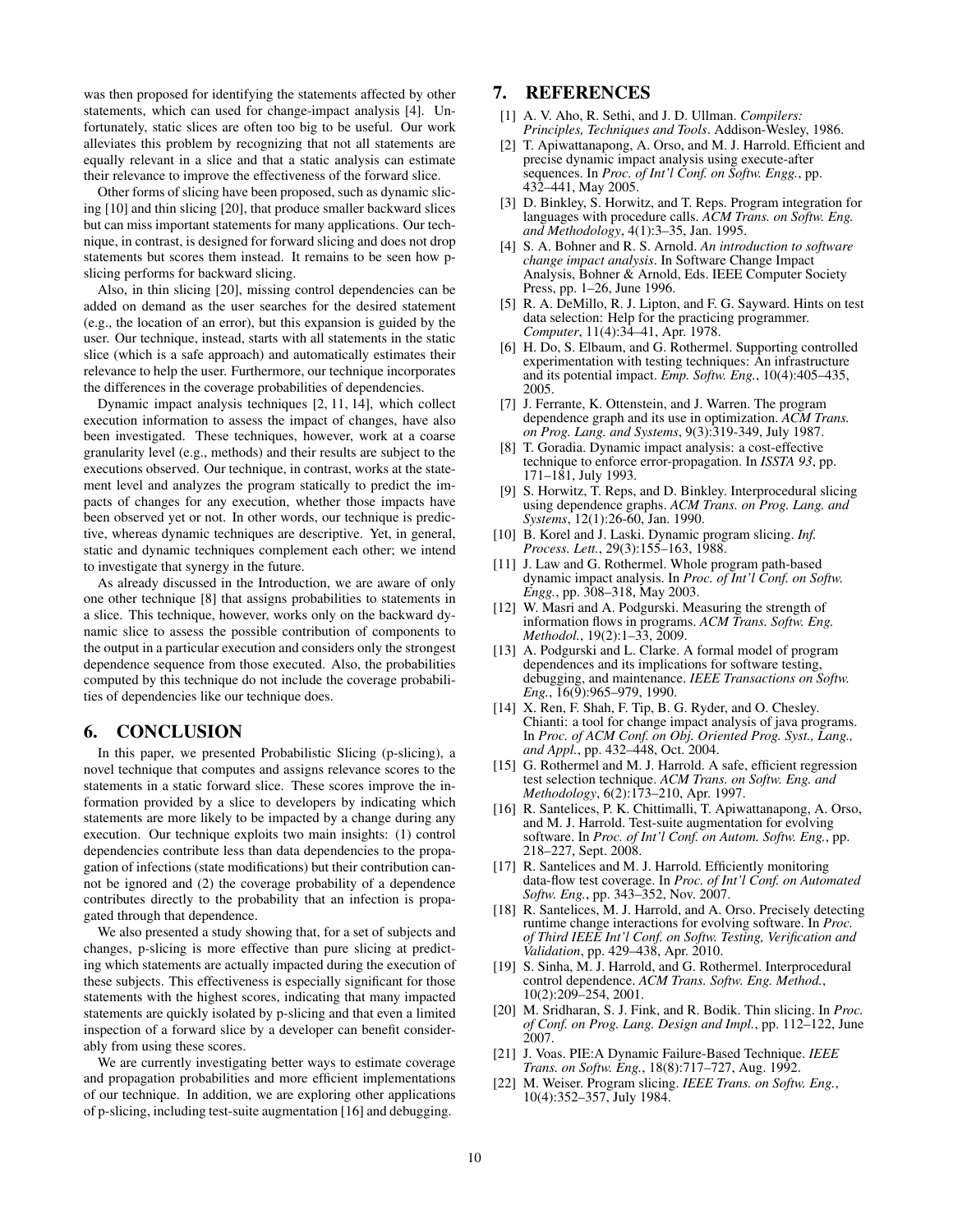was then proposed for identifying the statements affected by other statements, which can used for change-impact analysis [4]. Unfortunately, static slices are often too big to be useful. Our work alleviates this problem by recognizing that not all statements are equally relevant in a slice and that a static analysis can estimate their relevance to improve the effectiveness of the forward slice.

Other forms of slicing have been proposed, such as dynamic slicing [10] and thin slicing [20], that produce smaller backward slices but can miss important statements for many applications. Our technique, in contrast, is designed for forward slicing and does not drop statements but scores them instead. It remains to be seen how p-slicing performs for backward slicing.

Also, in thin slicing [20], missing control dependencies can be added on demand as the user searches for the desired statement (e.g., the location of an error), but this expansion is guided by the user. Our technique, instead, starts with all statements in the static slice (which is a safe approach) and automatically estimates their relevance to help the user. Furthermore, our technique incorporates the differences in the coverage probabilities of dependencies.

Dynamic impact analysis techniques [2, 11, 14], which collect execution information to assess the impact of changes, have also been investigated. These techniques, however, work at a coarse granularity level (e.g., methods) and their results are subject to the executions observed. Our technique, in contrast, works at the statement level and analyzes the program statically to predict the impacts of changes for any execution, whether those impacts have been observed yet or not. In other words, our technique is predictive, whereas dynamic techniques are descriptive. Yet, in general, static and dynamic techniques complement each other; we intend to investigate that synergy in the future.

As already discussed in the Introduction, we are aware of only one other technique [8] that assigns probabilities to statements in a slice. This technique, however, works only on the backward dynamic slice to assess the possible contribution of components to the output in a particular execution and considers only the strongest dependence sequence from those executed. Also, the probabilities computed by this technique do not include the coverage probabilities of dependencies like our technique does.

## 6. CONCLUSION

In this paper, we presented Probabilistic Slicing (p-slicing), a novel technique that computes and assigns relevance scores to the statements in a static forward slice. These scores improve the information provided by a slice to developers by indicating which statements are more likely to be impacted by a change during any execution. Our technique exploits two main insights: (1) control dependencies contribute less than data dependencies to the propagation of infections (state modifications) but their contribution cannot be ignored and (2) the coverage probability of a dependence contributes directly to the probability that an infection is propagated through that dependence.

We also presented a study showing that, for a set of subjects and changes, p-slicing is more effective than pure slicing at predicting which statements are actually impacted during the execution of these subjects. This effectiveness is especially significant for those statements with the highest scores, indicating that many impacted statements are quickly isolated by p-slicing and that even a limited inspection of a forward slice by a developer can benefit considerably from using these scores.

We are currently investigating better ways to estimate coverage and propagation probabilities and more efficient implementations of our technique. In addition, we are exploring other applications of p-slicing, including test-suite augmentation [16] and debugging.

## 7. REFERENCES

[1] A. V. Aho, R. Sethi, and J. D. Ullman. *Compilers: Principles, Techniques and Tools*. Addison-Wesley, 1986.

[2] T. Apiwattanapong, A. Orso, and M. J. Harrold. Efficient and precise dynamic impact analysis using execute-after sequences. In *Proc. of Int'l Conf. on Softw. Engg.*, pp. 432–441, May 2005.

[3] D. Binkley, S. Horwitz, and T. Reps. Program integration for languages with procedure calls. *ACM Trans. on Softw. Eng. and Methodology*, 4(1):3–35, Jan. 1995.

[4] S. A. Bohner and R. S. Arnold. *An introduction to software change impact analysis*. In Software Change Impact Analysis, Bohner & Arnold, Eds. IEEE Computer Society Press, pp. 1–26, June 1996.

[5] R. A. DeMillo, R. J. Lipton, and F. G. Sayward. Hints on test data selection: Help for the practicing programmer. *Computer*, 11(4):34–41, Apr. 1978.

[6] H. Do, S. Elbaum, and G. Rothermel. Supporting controlled experimentation with testing techniques: An infrastructure and its potential impact. *Emp. Softw. Eng.*, 10(4):405–435, 2005.

[7] J. Ferrante, K. Ottenstein, and J. Warren. The program dependence graph and its use in optimization. *ACM Trans. on Prog. Lang. and Systems*, 9(3):319-349, July 1987.

[8] T. Goradia. Dynamic impact analysis: a cost-effective technique to enforce error-propagation. In *ISSTA 93*, pp. 171–181, July 1993.

[9] S. Horwitz, T. Reps, and D. Binkley. Interprocedural slicing using dependence graphs. *ACM Trans. on Prog. Lang. and Systems*, 12(1):26-60, Jan. 1990.

[10] B. Korel and J. Laski. Dynamic program slicing. *Inf. Process. Lett.*, 29(3):155–163, 1988.

[11] J. Law and G. Rothermel. Whole program path-based dynamic impact analysis. In *Proc. of Int'l Conf. on Softw. Engg.*, pp. 308–318, May 2003.

[12] W. Masri and A. Podgurski. Measuring the strength of information flows in programs. *ACM Trans. Softw. Eng. Methodol.*, 19(2):1–33, 2009.

[13] A. Podgurski and L. Clarke. A formal model of program dependences and its implications for software testing, debugging, and maintenance. *IEEE Transactions on Softw. Eng.*, 16(9):965–979, 1990.

[14] X. Ren, F. Shah, F. Tip, B. G. Ryder, and O. Chesley. Chianti: a tool for change impact analysis of java programs. In *Proc. of ACM Conf. on Obj. Oriented Prog. Syst., Lang., and Appl.*, pp. 432–448, Oct. 2004.

[15] G. Rothermel and M. J. Harrold. A safe, efficient regression test selection technique. *ACM Trans. on Softw. Eng. and Methodology*, 6(2):173–210, Apr. 1997.

[16] R. Santelices, P. K. Chittimalli, T. Apiwattanapong, A. Orso, and M. J. Harrold. Test-suite augmentation for evolving software. In *Proc. of Int'l Conf. on Autom. Softw. Eng.*, pp. 218–227, Sept. 2008.

[17] R. Santelices and M. J. Harrold. Efficiently monitoring data-flow test coverage. In *Proc. of Int'l Conf. on Automated Softw. Eng.*, pp. 343–352, Nov. 2007.

[18] R. Santelices, M. J. Harrold, and A. Orso. Precisely detecting runtime change interactions for evolving software. In *Proc. of Third IEEE Int'l Conf. on Softw. Testing, Verification and Validation*, pp. 429–438, Apr. 2010.

[19] S. Sinha, M. J. Harrold, and G. Rothermel. Interprocedural control dependence. *ACM Trans. Softw. Eng. Method.*, 10(2):209–254, 2001.

[20] M. Sridharan, S. J. Fink, and R. Bodik. Thin slicing. In *Proc. of Conf. on Prog. Lang. Design and Impl.*, pp. 112–122, June 2007.

[21] J. Voas. PIE:A Dynamic Failure-Based Technique. *IEEE Trans. on Softw. Eng.*, 18(8):717–727, Aug. 1992.

[22] M. Weiser. Program slicing. *IEEE Trans. on Softw. Eng.*, 10(4):352–357, July 1984.